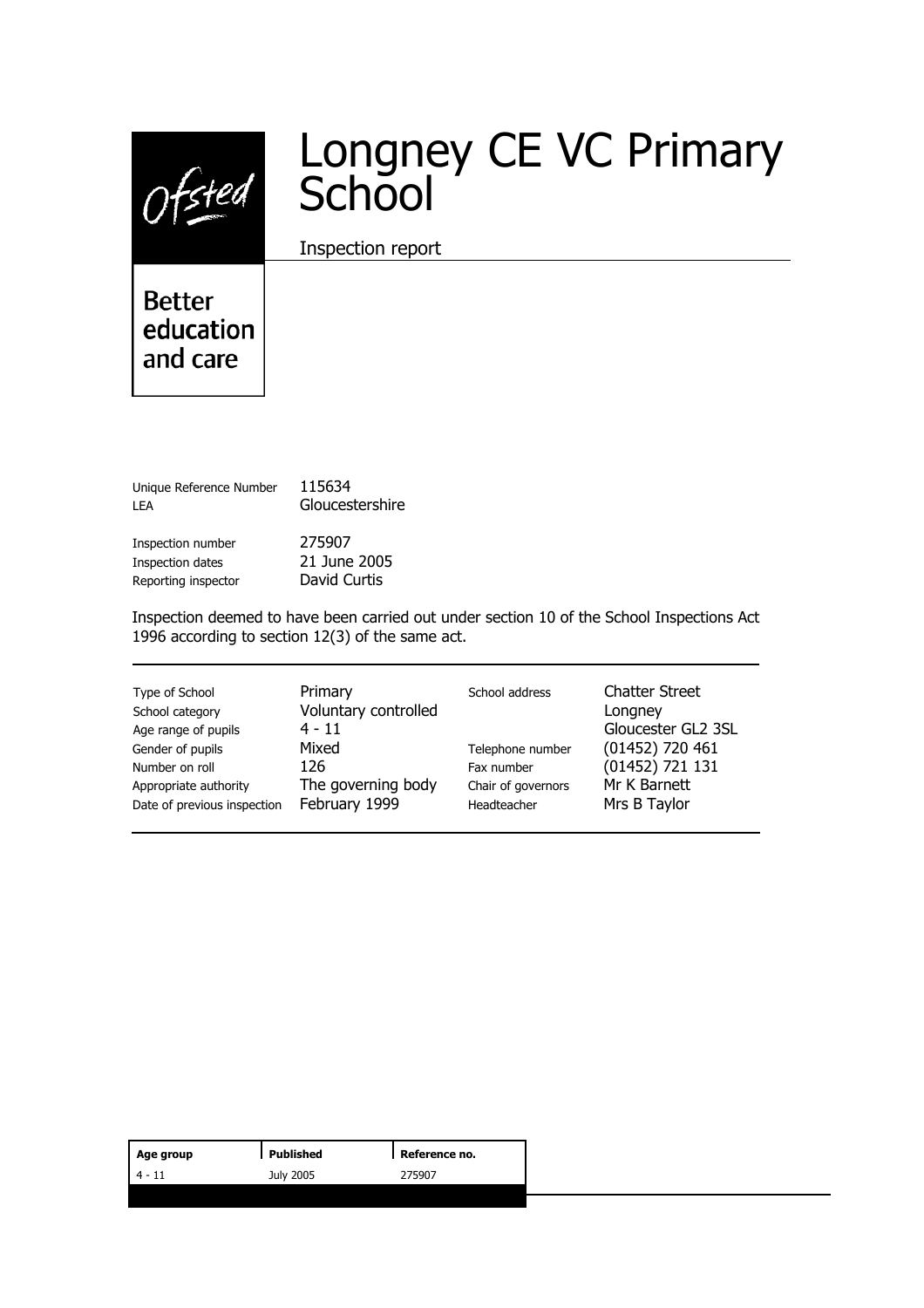Ofsted

Better education and care

# Longney CE VC Primary School

Inspection report

| | |
|---|---|
| Unique Reference Number | 115634 |
| LEA | Gloucestershire |
| Inspection number | 275907 |
| Inspection dates | 21 June 2005 |
| Reporting inspector | David Curtis |

Inspection deemed to have been carried out under section 10 of the School Inspections Act 1996 according to section 12(3) of the same act.

| | | | |
|---|---|---|---|
| Type of School | Primary | School address | Chatter Street |
| School category | Voluntary controlled | | Longney |
| Age range of pupils | 4 - 11 | | Gloucester GL2 3SL |
| Gender of pupils | Mixed | Telephone number | (01452) 720 461 |
| Number on roll | 126 | Fax number | (01452) 721 131 |
| Appropriate authority | The governing body | Chair of governors | Mr K Barnett |
| Date of previous inspection | February 1999 | Headteacher | Mrs B Taylor |

| Age group | Published | Reference no. |
|---|---|---|
| 4 - 11 | July 2005 | 275907 |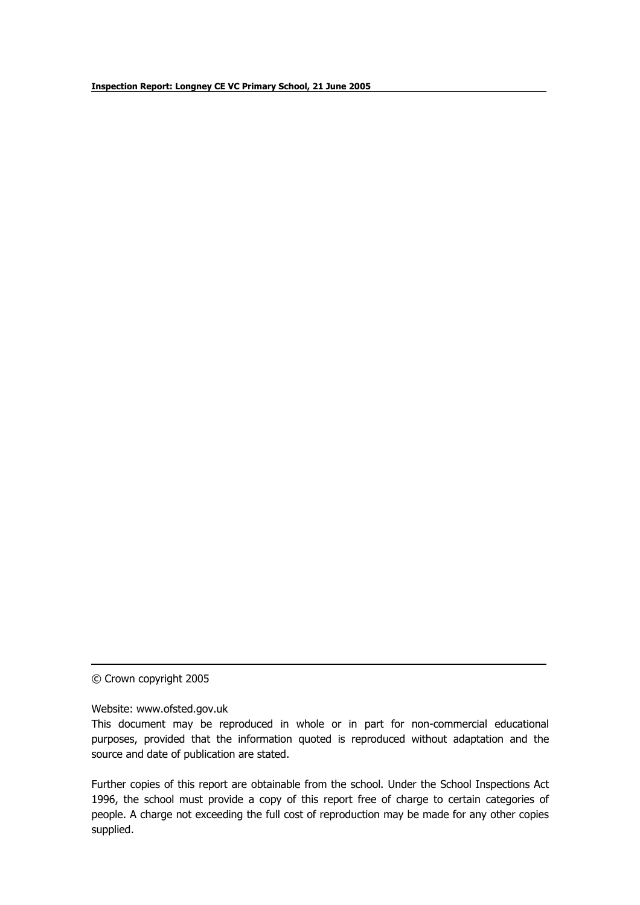© Crown copyright 2005

Website: www.ofsted.gov.uk

This document may be reproduced in whole or in part for non-commercial educational purposes, provided that the information quoted is reproduced without adaptation and the source and date of publication are stated.

Further copies of this report are obtainable from the school. Under the School Inspections Act 1996, the school must provide a copy of this report free of charge to certain categories of people. A charge not exceeding the full cost of reproduction may be made for any other copies supplied.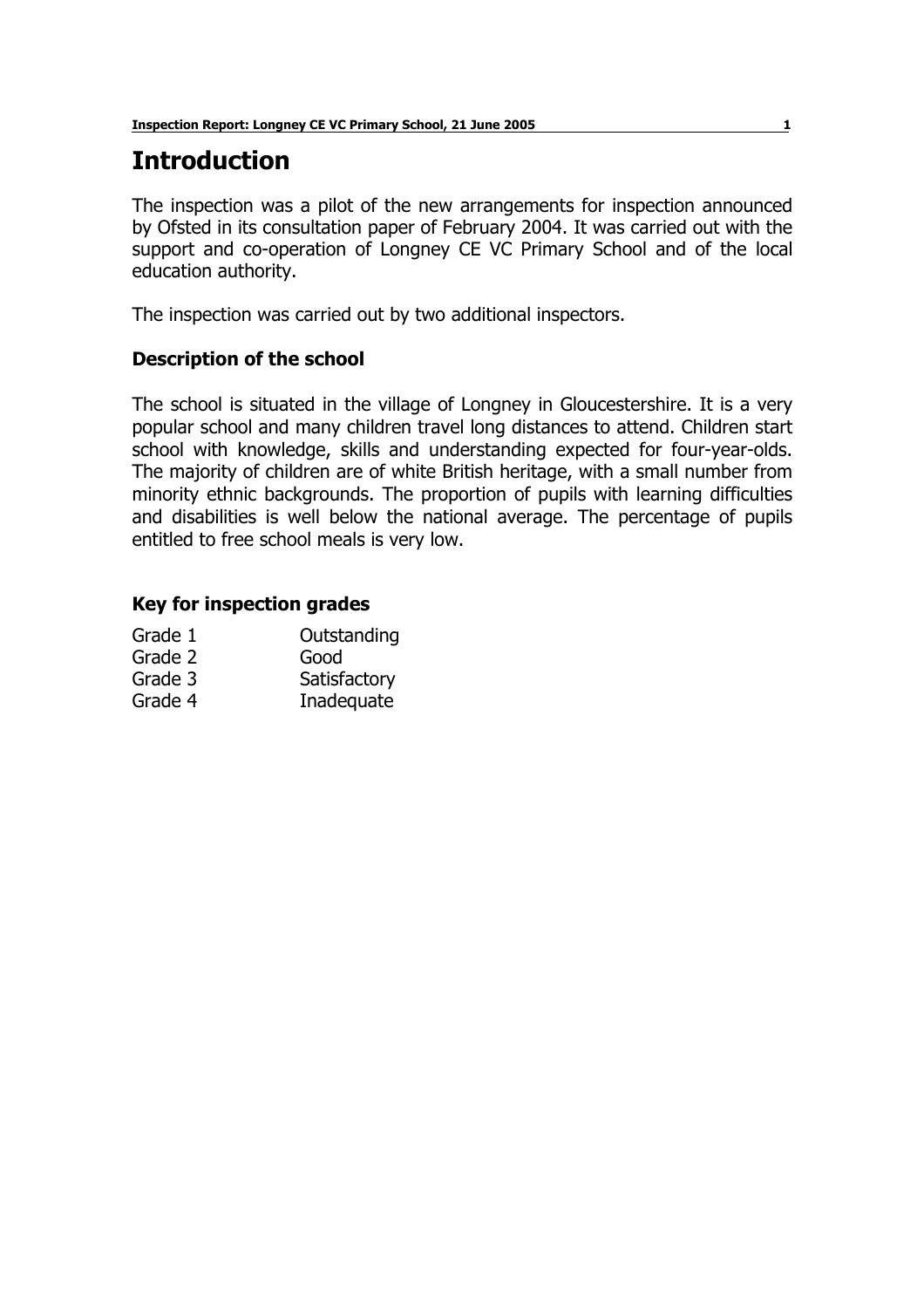# Introduction

The inspection was a pilot of the new arrangements for inspection announced by Ofsted in its consultation paper of February 2004. It was carried out with the support and co-operation of Longney CE VC Primary School and of the local education authority.

The inspection was carried out by two additional inspectors.

### Description of the school

The school is situated in the village of Longney in Gloucestershire. It is a very popular school and many children travel long distances to attend. Children start school with knowledge, skills and understanding expected for four-year-olds. The majority of children are of white British heritage, with a small number from minority ethnic backgrounds. The proportion of pupils with learning difficulties and disabilities is well below the national average. The percentage of pupils entitled to free school meals is very low.

### Key for inspection grades

| | |
|---|---|
| Grade 1 | Outstanding |
| Grade 2 | Good |
| Grade 3 | Satisfactory |
| Grade 4 | Inadequate |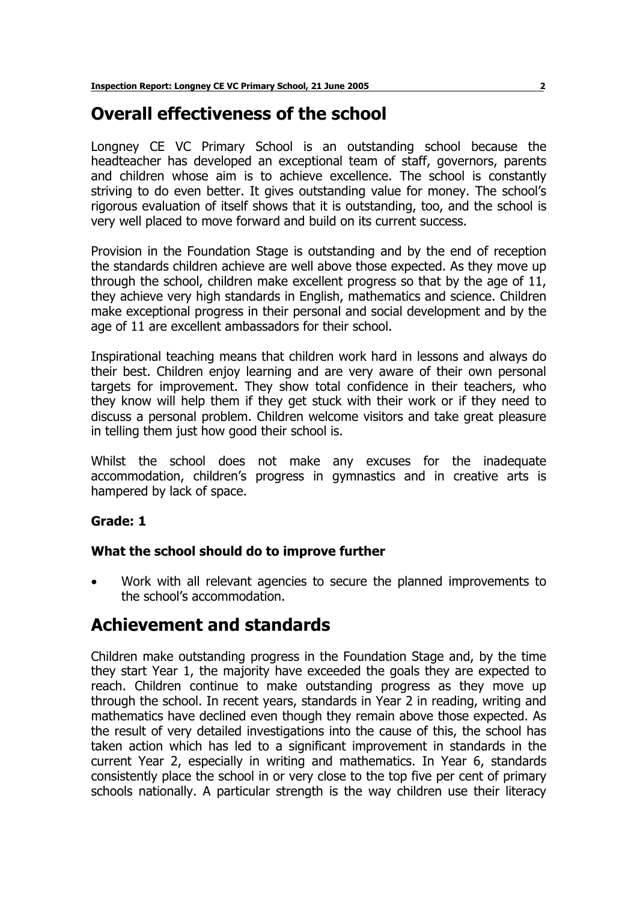# Overall effectiveness of the school

Longney CE VC Primary School is an outstanding school because the headteacher has developed an exceptional team of staff, governors, parents and children whose aim is to achieve excellence. The school is constantly striving to do even better. It gives outstanding value for money. The school's rigorous evaluation of itself shows that it is outstanding, too, and the school is very well placed to move forward and build on its current success.

Provision in the Foundation Stage is outstanding and by the end of reception the standards children achieve are well above those expected. As they move up through the school, children make excellent progress so that by the age of 11, they achieve very high standards in English, mathematics and science. Children make exceptional progress in their personal and social development and by the age of 11 are excellent ambassadors for their school.

Inspirational teaching means that children work hard in lessons and always do their best. Children enjoy learning and are very aware of their own personal targets for improvement. They show total confidence in their teachers, who they know will help them if they get stuck with their work or if they need to discuss a personal problem. Children welcome visitors and take great pleasure in telling them just how good their school is.

Whilst the school does not make any excuses for the inadequate accommodation, children's progress in gymnastics and in creative arts is hampered by lack of space.

**Grade: 1**

### What the school should do to improve further

- Work with all relevant agencies to secure the planned improvements to the school's accommodation.

# Achievement and standards

Children make outstanding progress in the Foundation Stage and, by the time they start Year 1, the majority have exceeded the goals they are expected to reach. Children continue to make outstanding progress as they move up through the school. In recent years, standards in Year 2 in reading, writing and mathematics have declined even though they remain above those expected. As the result of very detailed investigations into the cause of this, the school has taken action which has led to a significant improvement in standards in the current Year 2, especially in writing and mathematics. In Year 6, standards consistently place the school in or very close to the top five per cent of primary schools nationally. A particular strength is the way children use their literacy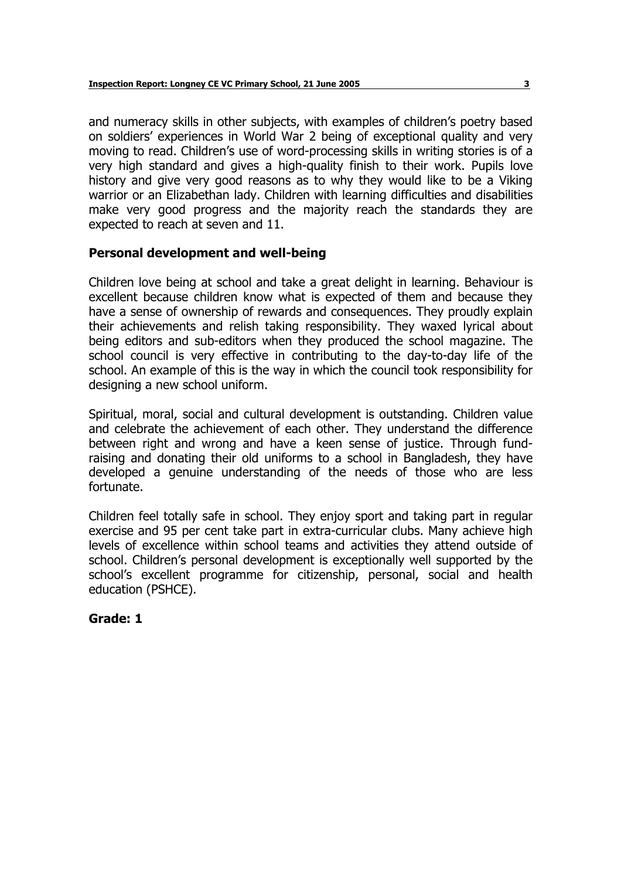and numeracy skills in other subjects, with examples of children's poetry based on soldiers' experiences in World War 2 being of exceptional quality and very moving to read. Children's use of word-processing skills in writing stories is of a very high standard and gives a high-quality finish to their work. Pupils love history and give very good reasons as to why they would like to be a Viking warrior or an Elizabethan lady. Children with learning difficulties and disabilities make very good progress and the majority reach the standards they are expected to reach at seven and 11.

## Personal development and well-being

Children love being at school and take a great delight in learning. Behaviour is excellent because children know what is expected of them and because they have a sense of ownership of rewards and consequences. They proudly explain their achievements and relish taking responsibility. They waxed lyrical about being editors and sub-editors when they produced the school magazine. The school council is very effective in contributing to the day-to-day life of the school. An example of this is the way in which the council took responsibility for designing a new school uniform.

Spiritual, moral, social and cultural development is outstanding. Children value and celebrate the achievement of each other. They understand the difference between right and wrong and have a keen sense of justice. Through fund-raising and donating their old uniforms to a school in Bangladesh, they have developed a genuine understanding of the needs of those who are less fortunate.

Children feel totally safe in school. They enjoy sport and taking part in regular exercise and 95 per cent take part in extra-curricular clubs. Many achieve high levels of excellence within school teams and activities they attend outside of school. Children's personal development is exceptionally well supported by the school's excellent programme for citizenship, personal, social and health education (PSHCE).

**Grade: 1**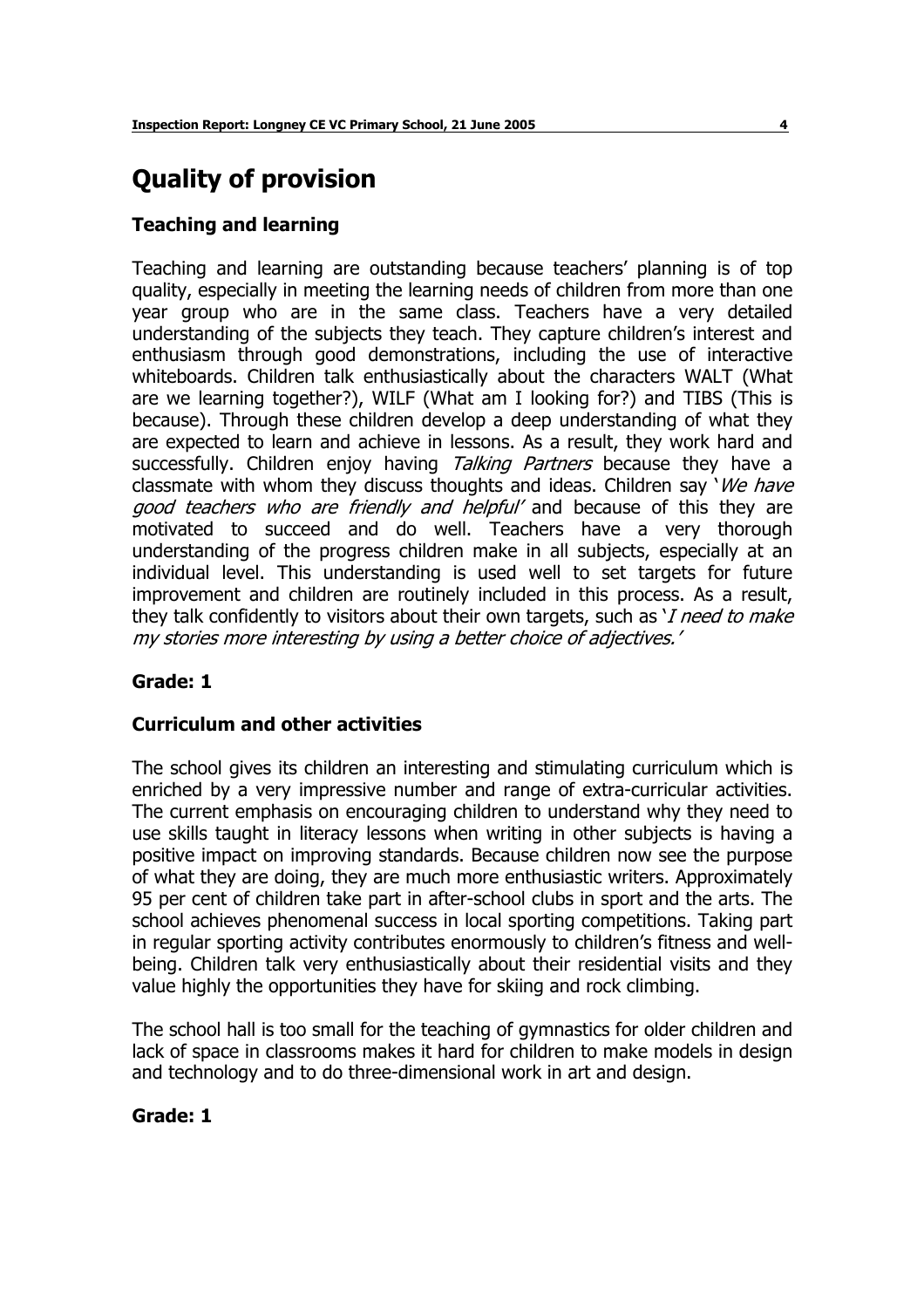# Quality of provision

### Teaching and learning

Teaching and learning are outstanding because teachers' planning is of top quality, especially in meeting the learning needs of children from more than one year group who are in the same class. Teachers have a very detailed understanding of the subjects they teach. They capture children's interest and enthusiasm through good demonstrations, including the use of interactive whiteboards. Children talk enthusiastically about the characters WALT (What are we learning together?), WILF (What am I looking for?) and TIBS (This is because). Through these children develop a deep understanding of what they are expected to learn and achieve in lessons. As a result, they work hard and successfully. Children enjoy having *Talking Partners* because they have a classmate with whom they discuss thoughts and ideas. Children say '*We have good teachers who are friendly and helpful'* and because of this they are motivated to succeed and do well. Teachers have a very thorough understanding of the progress children make in all subjects, especially at an individual level. This understanding is used well to set targets for future improvement and children are routinely included in this process. As a result, they talk confidently to visitors about their own targets, such as '*I need to make my stories more interesting by using a better choice of adjectives.'*

**Grade: 1**

### Curriculum and other activities

The school gives its children an interesting and stimulating curriculum which is enriched by a very impressive number and range of extra-curricular activities. The current emphasis on encouraging children to understand why they need to use skills taught in literacy lessons when writing in other subjects is having a positive impact on improving standards. Because children now see the purpose of what they are doing, they are much more enthusiastic writers. Approximately 95 per cent of children take part in after-school clubs in sport and the arts. The school achieves phenomenal success in local sporting competitions. Taking part in regular sporting activity contributes enormously to children's fitness and well-being. Children talk very enthusiastically about their residential visits and they value highly the opportunities they have for skiing and rock climbing.

The school hall is too small for the teaching of gymnastics for older children and lack of space in classrooms makes it hard for children to make models in design and technology and to do three-dimensional work in art and design.

**Grade: 1**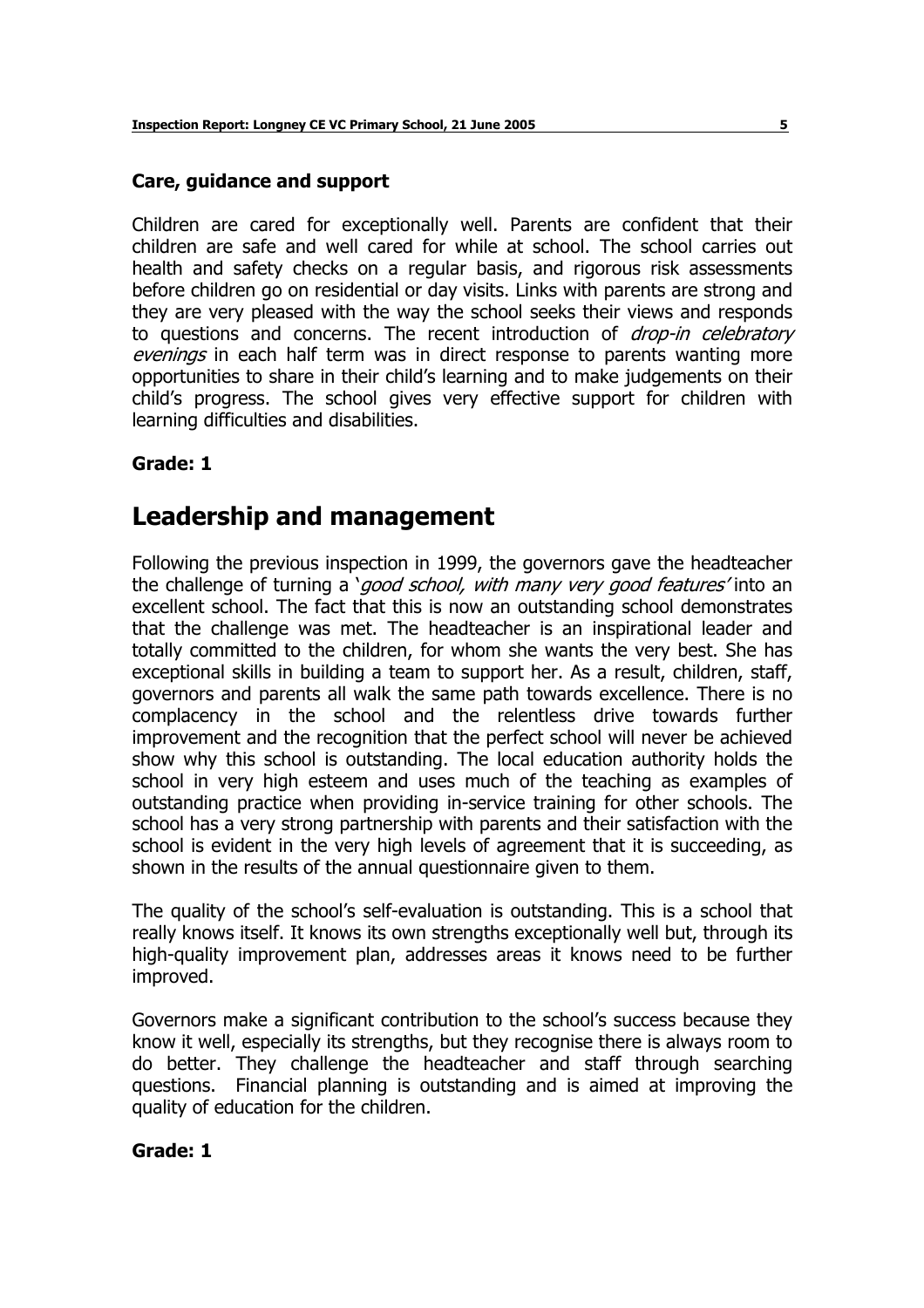### Care, guidance and support

Children are cared for exceptionally well. Parents are confident that their children are safe and well cared for while at school. The school carries out health and safety checks on a regular basis, and rigorous risk assessments before children go on residential or day visits. Links with parents are strong and they are very pleased with the way the school seeks their views and responds to questions and concerns. The recent introduction of *drop-in celebratory evenings* in each half term was in direct response to parents wanting more opportunities to share in their child's learning and to make judgements on their child's progress. The school gives very effective support for children with learning difficulties and disabilities.

**Grade: 1**

## Leadership and management

Following the previous inspection in 1999, the governors gave the headteacher the challenge of turning a '*good school, with many very good features*' into an excellent school. The fact that this is now an outstanding school demonstrates that the challenge was met. The headteacher is an inspirational leader and totally committed to the children, for whom she wants the very best. She has exceptional skills in building a team to support her. As a result, children, staff, governors and parents all walk the same path towards excellence. There is no complacency in the school and the relentless drive towards further improvement and the recognition that the perfect school will never be achieved show why this school is outstanding. The local education authority holds the school in very high esteem and uses much of the teaching as examples of outstanding practice when providing in-service training for other schools. The school has a very strong partnership with parents and their satisfaction with the school is evident in the very high levels of agreement that it is succeeding, as shown in the results of the annual questionnaire given to them.

The quality of the school's self-evaluation is outstanding. This is a school that really knows itself. It knows its own strengths exceptionally well but, through its high-quality improvement plan, addresses areas it knows need to be further improved.

Governors make a significant contribution to the school's success because they know it well, especially its strengths, but they recognise there is always room to do better. They challenge the headteacher and staff through searching questions. Financial planning is outstanding and is aimed at improving the quality of education for the children.

**Grade: 1**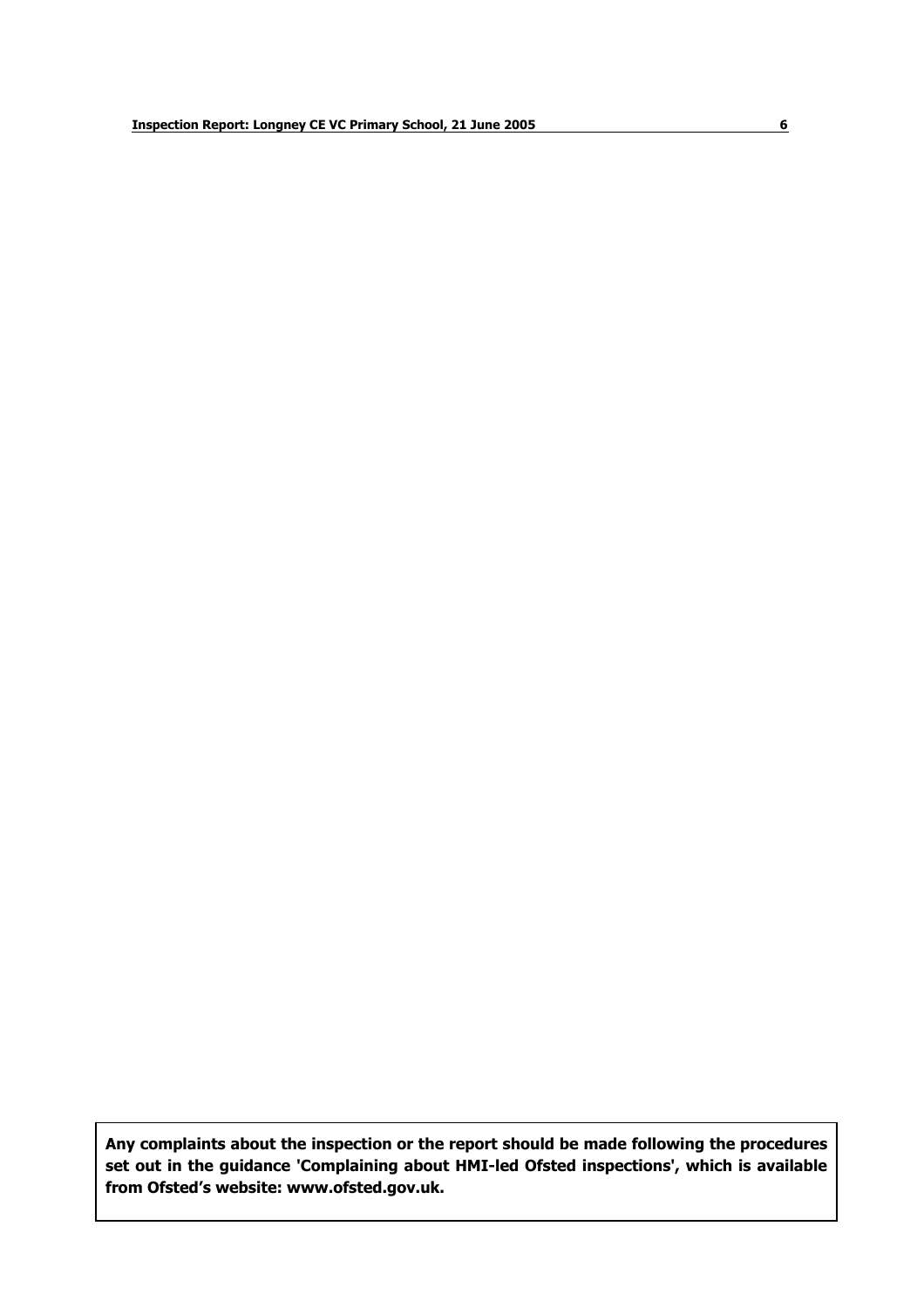**Any complaints about the inspection or the report should be made following the procedures set out in the guidance 'Complaining about HMI-led Ofsted inspections', which is available from Ofsted's website: www.ofsted.gov.uk.**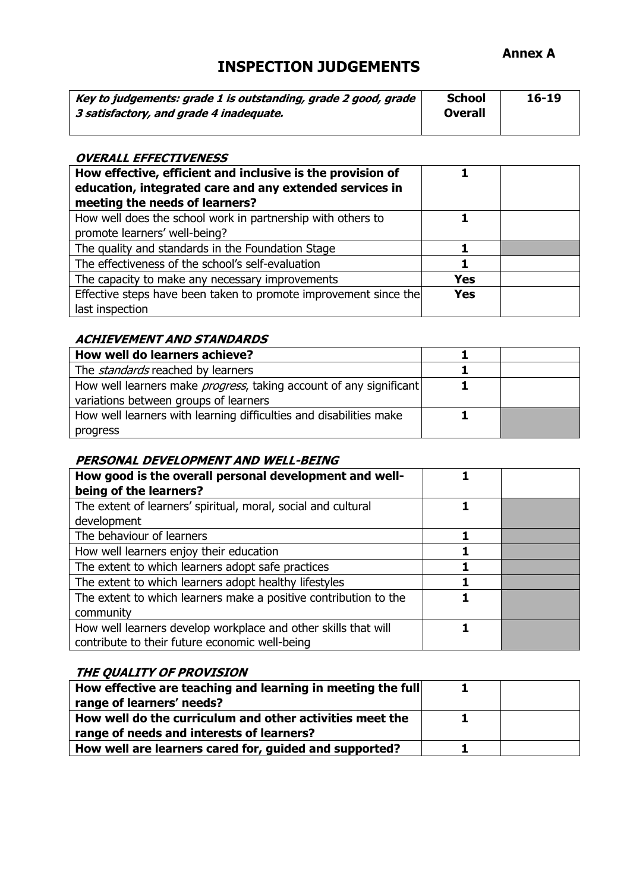**Annex A**

# INSPECTION JUDGEMENTS

| ***Key to judgements: grade 1 is outstanding, grade 2 good, grade 3 satisfactory, and grade 4 inadequate.*** | **School Overall** | **16-19** |
|---|---|---|

### *OVERALL EFFECTIVENESS*

| | | |
|---|---|---|
| **How effective, efficient and inclusive is the provision of education, integrated care and any extended services in meeting the needs of learners?** | **1** | |
| How well does the school work in partnership with others to promote learners' well-being? | **1** | |
| The quality and standards in the Foundation Stage | **1** | |
| The effectiveness of the school's self-evaluation | **1** | |
| The capacity to make any necessary improvements | **Yes** | |
| Effective steps have been taken to promote improvement since the last inspection | **Yes** | |

### *ACHIEVEMENT AND STANDARDS*

| | | |
|---|---|---|
| **How well do learners achieve?** | **1** | |
| The *standards* reached by learners | **1** | |
| How well learners make *progress*, taking account of any significant variations between groups of learners | **1** | |
| How well learners with learning difficulties and disabilities make progress | **1** | |

### *PERSONAL DEVELOPMENT AND WELL-BEING*

| | | |
|---|---|---|
| **How good is the overall personal development and well-being of the learners?** | **1** | |
| The extent of learners' spiritual, moral, social and cultural development | **1** | |
| The behaviour of learners | **1** | |
| How well learners enjoy their education | **1** | |
| The extent to which learners adopt safe practices | **1** | |
| The extent to which learners adopt healthy lifestyles | **1** | |
| The extent to which learners make a positive contribution to the community | **1** | |
| How well learners develop workplace and other skills that will contribute to their future economic well-being | **1** | |

### *THE QUALITY OF PROVISION*

| | | |
|---|---|---|
| **How effective are teaching and learning in meeting the full range of learners' needs?** | **1** | |
| **How well do the curriculum and other activities meet the range of needs and interests of learners?** | **1** | |
| **How well are learners cared for, guided and supported?** | **1** | |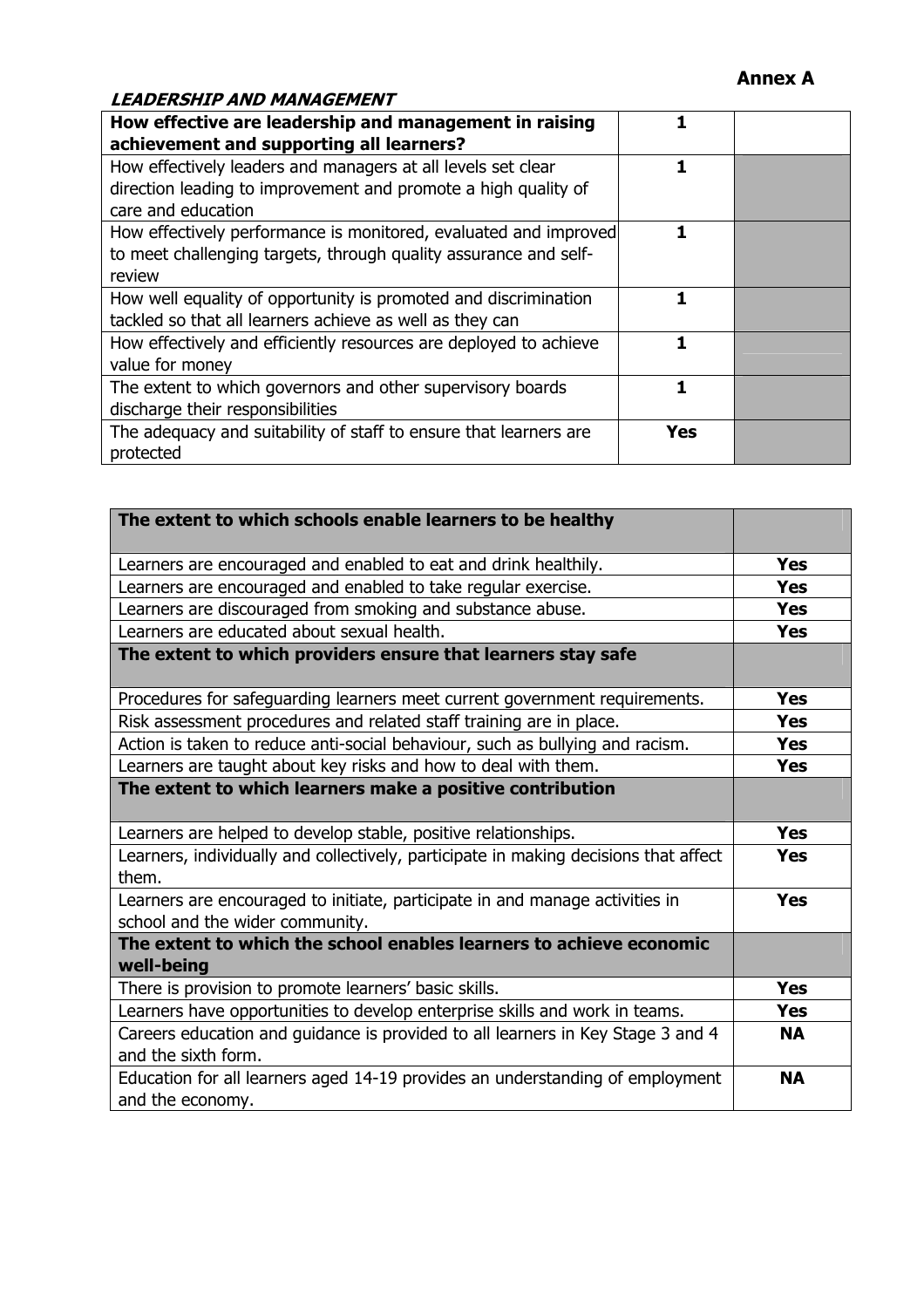**Annex A**

***LEADERSHIP AND MANAGEMENT***

| **How effective are leadership and management in raising achievement and supporting all learners?** | **1** | |
|---|---|---|
| How effectively leaders and managers at all levels set clear direction leading to improvement and promote a high quality of care and education | **1** | |
| How effectively performance is monitored, evaluated and improved to meet challenging targets, through quality assurance and self-review | **1** | |
| How well equality of opportunity is promoted and discrimination tackled so that all learners achieve as well as they can | **1** | |
| How effectively and efficiently resources are deployed to achieve value for money | **1** | |
| The extent to which governors and other supervisory boards discharge their responsibilities | **1** | |
| The adequacy and suitability of staff to ensure that learners are protected | **Yes** | |

| **The extent to which schools enable learners to be healthy** | |
|---|---|
| Learners are encouraged and enabled to eat and drink healthily. | **Yes** |
| Learners are encouraged and enabled to take regular exercise. | **Yes** |
| Learners are discouraged from smoking and substance abuse. | **Yes** |
| Learners are educated about sexual health. | **Yes** |
| **The extent to which providers ensure that learners stay safe** | |
| Procedures for safeguarding learners meet current government requirements. | **Yes** |
| Risk assessment procedures and related staff training are in place. | **Yes** |
| Action is taken to reduce anti-social behaviour, such as bullying and racism. | **Yes** |
| Learners are taught about key risks and how to deal with them. | **Yes** |
| **The extent to which learners make a positive contribution** | |
| Learners are helped to develop stable, positive relationships. | **Yes** |
| Learners, individually and collectively, participate in making decisions that affect them. | **Yes** |
| Learners are encouraged to initiate, participate in and manage activities in school and the wider community. | **Yes** |
| **The extent to which the school enables learners to achieve economic well-being** | |
| There is provision to promote learners' basic skills. | **Yes** |
| Learners have opportunities to develop enterprise skills and work in teams. | **Yes** |
| Careers education and guidance is provided to all learners in Key Stage 3 and 4 and the sixth form. | **NA** |
| Education for all learners aged 14-19 provides an understanding of employment and the economy. | **NA** |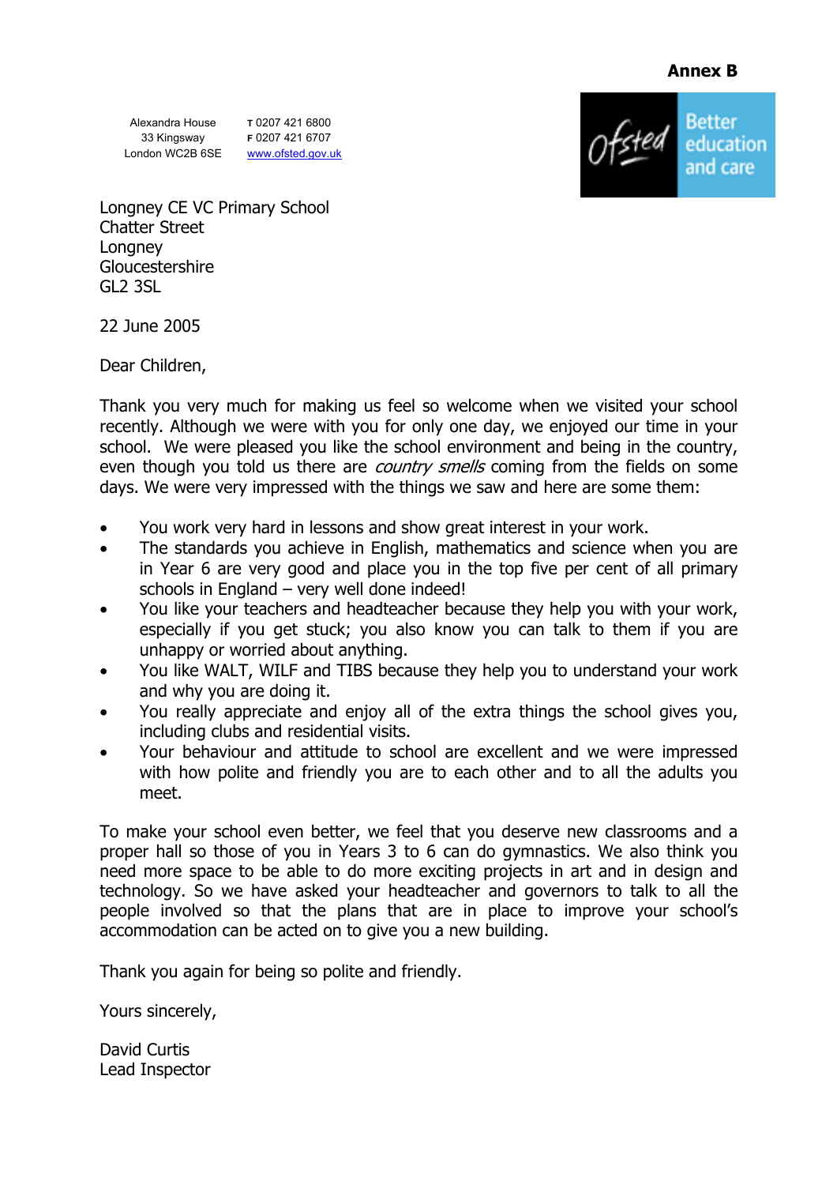**Annex B**

Alexandra House
33 Kingsway
London WC2B 6SE

T 0207 421 6800
F 0207 421 6707
www.ofsted.gov.uk

Ofsted Better education and care

Longney CE VC Primary School
Chatter Street
Longney
Gloucestershire
GL2 3SL

22 June 2005

Dear Children,

Thank you very much for making us feel so welcome when we visited your school recently. Although we were with you for only one day, we enjoyed our time in your school. We were pleased you like the school environment and being in the country, even though you told us there are *country smells* coming from the fields on some days. We were very impressed with the things we saw and here are some them:

- You work very hard in lessons and show great interest in your work.
- The standards you achieve in English, mathematics and science when you are in Year 6 are very good and place you in the top five per cent of all primary schools in England – very well done indeed!
- You like your teachers and headteacher because they help you with your work, especially if you get stuck; you also know you can talk to them if you are unhappy or worried about anything.
- You like WALT, WILF and TIBS because they help you to understand your work and why you are doing it.
- You really appreciate and enjoy all of the extra things the school gives you, including clubs and residential visits.
- Your behaviour and attitude to school are excellent and we were impressed with how polite and friendly you are to each other and to all the adults you meet.

To make your school even better, we feel that you deserve new classrooms and a proper hall so those of you in Years 3 to 6 can do gymnastics. We also think you need more space to be able to do more exciting projects in art and in design and technology. So we have asked your headteacher and governors to talk to all the people involved so that the plans that are in place to improve your school's accommodation can be acted on to give you a new building.

Thank you again for being so polite and friendly.

Yours sincerely,

David Curtis
Lead Inspector